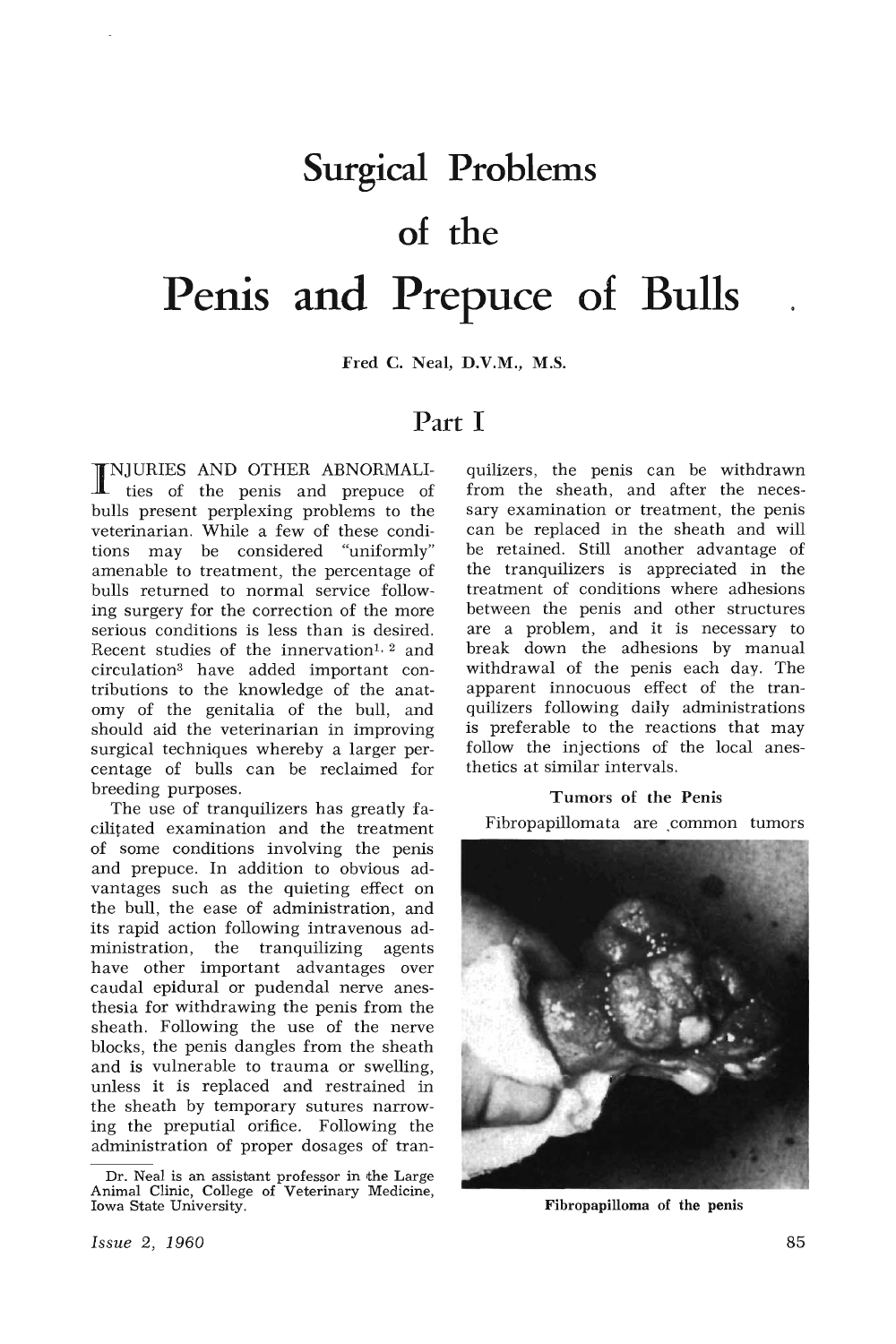# Surgical Problems of the Penis and Prepuce of Bulls

Fred C. Neal, D.V.M., M.S.

## Part I

INJURIES AND OTHER ABNORMALITIES of the penis and prepuce of bulls present perplexing problems to the veterinarian. While a few of these conditions may be considered "uniformly" amenable to treatment, the percentage of bulls returned to normal service following surgery for the correction of the more serious conditions is less than is desired. Recent studies of the innervation[1, 2] and circulation[3] have added important contributions to the knowledge of the anatomy of the genitalia of the bull, and should aid the veterinarian in improving surgical techniques whereby a larger percentage of bulls can be reclaimed for breeding purposes.

The use of tranquilizers has greatly facilitated examination and the treatment of some conditions involving the penis and prepuce. In addition to obvious advantages such as the quieting effect on the bull, the ease of administration, and its rapid action following intravenous administration, the tranquilizing agents have other important advantages over caudal epidural or pudendal nerve anesthesia for withdrawing the penis from the sheath. Following the use of the nerve blocks, the penis dangles from the sheath and is vulnerable to trauma or swelling, unless it is replaced and restrained in the sheath by temporary sutures narrowing the preputial orifice. Following the administration of proper dosages of tranquilizers, the penis can be withdrawn from the sheath, and after the necessary examination or treatment, the penis can be replaced in the sheath and will be retained. Still another advantage of the tranquilizers is appreciated in the treatment of conditions where adhesions between the penis and other structures are a problem, and it is necessary to break down the adhesions by manual withdrawal of the penis each day. The apparent innocuous effect of the tranquilizers following daily administrations is preferable to the reactions that may follow the injections of the local anesthetics at similar intervals.

Dr. Neal is an assistant professor in the Large Animal Clinic, College of Veterinary Medicine, Iowa State University.

### Tumors of the Penis

Fibropapillomata are common tumors

Fibropapilloma of the penis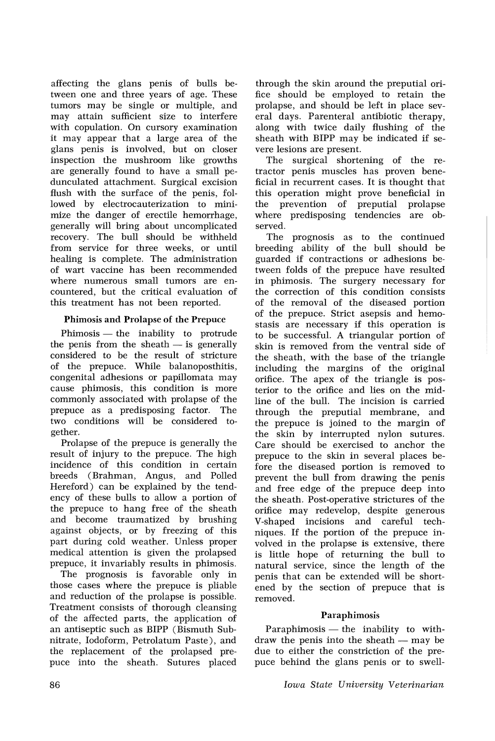affecting the glans penis of bulls between one and three years of age. These tumors may be single or multiple, and may attain sufficient size to interfere with copulation. On cursory examination it may appear that a large area of the glans penis is involved, but on closer inspection the mushroom like growths are generally found to have a small pedunculated attachment. Surgical excision flush with the surface of the penis, followed by electrocauterization to minimize the danger of erectile hemorrhage, generally will bring about uncomplicated recovery. The bull should be withheld from service for three weeks, or until healing is complete. The administration of wart vaccine has been recommended where numerous small tumors are encountered, but the critical evaluation of this treatment has not been reported.

### Phimosis and Prolapse of the Prepuce

Phimosis — the inability to protrude the penis from the sheath — is generally considered to be the result of stricture of the prepuce. While balanoposthitis, congenital adhesions or papillomata may cause phimosis, this condition is more commonly associated with prolapse of the prepuce as a predisposing factor. The two conditions will be considered together.

Prolapse of the prepuce is generally the result of injury to the prepuce. The high incidence of this condition in certain breeds (Brahman, Angus, and Polled Hereford) can be explained by the tendency of these bulls to allow a portion of the prepuce to hang free of the sheath and become traumatized by brushing against objects, or by freezing of this part during cold weather. Unless proper medical attention is given the prolapsed prepuce, it invariably results in phimosis.

The prognosis is favorable only in those cases where the prepuce is pliable and reduction of the prolapse is possible. Treatment consists of thorough cleansing of the affected parts, the application of an antiseptic such as BIPP (Bismuth Subnitrate, Iodoform, Petrolatum Paste), and the replacement of the prolapsed prepuce into the sheath. Sutures placed through the skin around the preputial orifice should be employed to retain the prolapse, and should be left in place several days. Parenteral antibiotic therapy, along with twice daily flushing of the sheath with BIPP may be indicated if severe lesions are present.

The surgical shortening of the retractor penis muscles has proven beneficial in recurrent cases. It is thought that this operation might prove beneficial in the prevention of preputial prolapse where predisposing tendencies are observed.

The prognosis as to the continued breeding ability of the bull should be guarded if contractions or adhesions between folds of the prepuce have resulted in phimosis. The surgery necessary for the correction of this condition consists of the removal of the diseased portion of the prepuce. Strict asepsis and hemostasis are necessary if this operation is to be successful. A triangular portion of skin is removed from the ventral side of the sheath, with the base of the triangle including the margins of the original orifice. The apex of the triangle is posterior to the orifice and lies on the midline of the bull. The incision is carried through the preputial membrane, and the prepuce is joined to the margin of the skin by interrupted nylon sutures. Care should be exercised to anchor the prepuce to the skin in several places before the diseased portion is removed to prevent the bull from drawing the penis and free edge of the prepuce deep into the sheath. Post-operative strictures of the orifice may redevelop, despite generous V-shaped incisions and careful techniques. If the portion of the prepuce involved in the prolapse is extensive, there is little hope of returning the bull to natural service, since the length of the penis that can be extended will be shortened by the section of prepuce that is removed.

### Paraphimosis

Paraphimosis — the inability to withdraw the penis into the sheath — may be due to either the constriction of the prepuce behind the glans penis or to swell-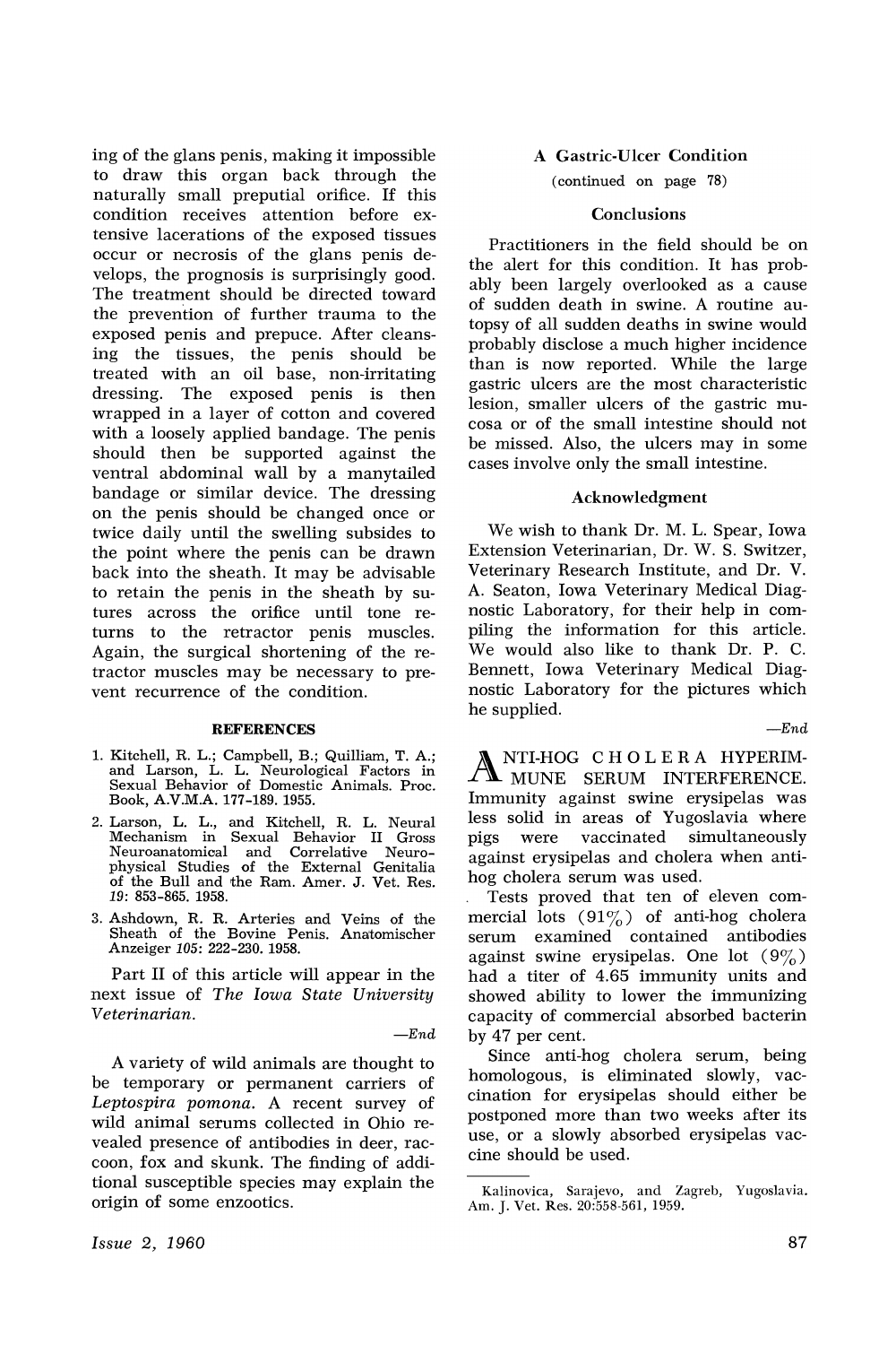ing of the glans penis, making it impossible to draw this organ back through the naturally small preputial orifice. If this condition receives attention before extensive lacerations of the exposed tissues occur or necrosis of the glans penis develops, the prognosis is surprisingly good. The treatment should be directed toward the prevention of further trauma to the exposed penis and prepuce. After cleansing the tissues, the penis should be treated with an oil base, non-irritating dressing. The exposed penis is then wrapped in a layer of cotton and covered with a loosely applied bandage. The penis should then be supported against the ventral abdominal wall by a manytailed bandage or similar device. The dressing on the penis should be changed once or twice daily until the swelling subsides to the point where the penis can be drawn back into the sheath. It may be advisable to retain the penis in the sheath by sutures across the orifice until tone returns to the retractor penis muscles. Again, the surgical shortening of the retractor muscles may be necessary to prevent recurrence of the condition.

### REFERENCES

1. Kitchell, R. L.; Campbell, B.; Quilliam, T. A.; and Larson, L. L. Neurological Factors in Sexual Behavior of Domestic Animals. Proc. Book, A.V.M.A. 177-189. 1955.
2. Larson, L. L., and Kitchell, R. L. Neural Mechanism in Sexual Behavior II Gross Neuroanatomical and Correlative Neurophysical Studies of the External Genitalia of the Bull and the Ram. Amer. J. Vet. Res. 19: 853-865. 1958.
3. Ashdown, R. R. Arteries and Veins of the Sheath of the Bovine Penis. Anatomischer Anzeiger 105: 222-230. 1958.

Part II of this article will appear in the next issue of *The Iowa State University Veterinarian*.

—*End*

A variety of wild animals are thought to be temporary or permanent carriers of *Leptospira pomona*. A recent survey of wild animal serums collected in Ohio revealed presence of antibodies in deer, raccoon, fox and skunk. The finding of additional susceptible species may explain the origin of some enzootics.

## A Gastric-Ulcer Condition

(continued on page 78)

### Conclusions

Practitioners in the field should be on the alert for this condition. It has probably been largely overlooked as a cause of sudden death in swine. A routine autopsy of all sudden deaths in swine would probably disclose a much higher incidence than is now reported. While the large gastric ulcers are the most characteristic lesion, smaller ulcers of the gastric mucosa or of the small intestine should not be missed. Also, the ulcers may in some cases involve only the small intestine.

### Acknowledgment

We wish to thank Dr. M. L. Spear, Iowa Extension Veterinarian, Dr. W. S. Switzer, Veterinary Research Institute, and Dr. V. A. Seaton, Iowa Veterinary Medical Diagnostic Laboratory, for their help in compiling the information for this article. We would also like to thank Dr. P. C. Bennett, Iowa Veterinary Medical Diagnostic Laboratory for the pictures which he supplied.

—*End*

**ANTI-HOG CHOLERA HYPERIMMUNE SERUM INTERFERENCE.** Immunity against swine erysipelas was less solid in areas of Yugoslavia where pigs were vaccinated simultaneously against erysipelas and cholera when anti-hog cholera serum was used.

Tests proved that ten of eleven commercial lots (91%) of anti-hog cholera serum examined contained antibodies against swine erysipelas. One lot (9%) had a titer of 4.65 immunity units and showed ability to lower the immunizing capacity of commercial absorbed bacterin by 47 per cent.

Since anti-hog cholera serum, being homologous, is eliminated slowly, vaccination for erysipelas should either be postponed more than two weeks after its use, or a slowly absorbed erysipelas vaccine should be used.

Kalinovica, Sarajevo, and Zagreb, Yugoslavia. Am. J. Vet. Res. 20:558-561, 1959.